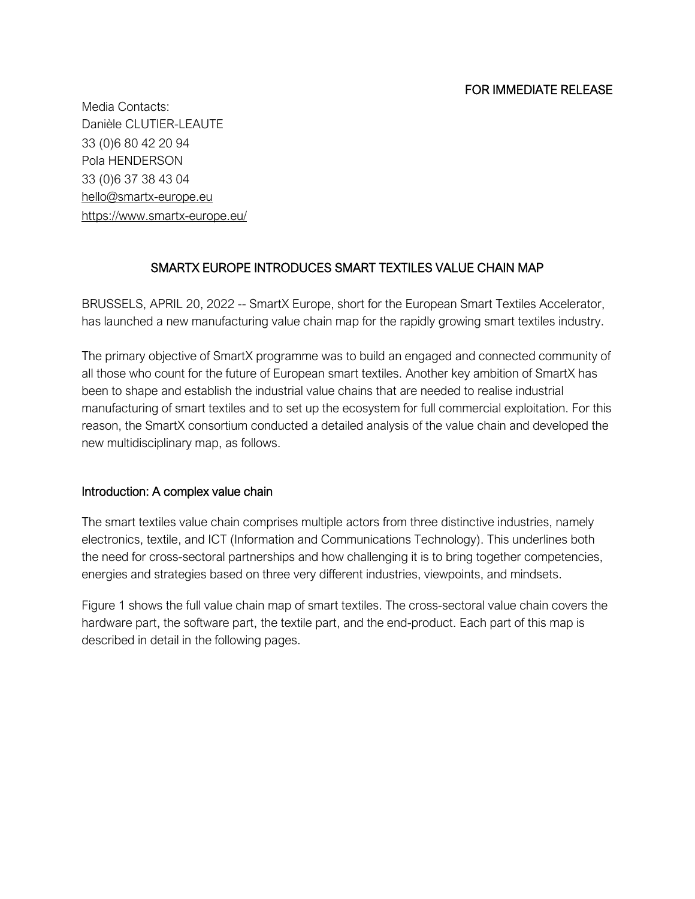FOR IMMEDIATE RELEASE

Media Contacts:
Danièle CLUTIER-LEAUTE
33 (0)6 80 42 20 94
Pola HENDERSON
33 (0)6 37 38 43 04
hello@smartx-europe.eu
https://www.smartx-europe.eu/

## SMARTX EUROPE INTRODUCES SMART TEXTILES VALUE CHAIN MAP

BRUSSELS, APRIL 20, 2022 -- SmartX Europe, short for the European Smart Textiles Accelerator, has launched a new manufacturing value chain map for the rapidly growing smart textiles industry.

The primary objective of SmartX programme was to build an engaged and connected community of all those who count for the future of European smart textiles. Another key ambition of SmartX has been to shape and establish the industrial value chains that are needed to realise industrial manufacturing of smart textiles and to set up the ecosystem for full commercial exploitation. For this reason, the SmartX consortium conducted a detailed analysis of the value chain and developed the new multidisciplinary map, as follows.

### Introduction: A complex value chain

The smart textiles value chain comprises multiple actors from three distinctive industries, namely electronics, textile, and ICT (Information and Communications Technology). This underlines both the need for cross-sectoral partnerships and how challenging it is to bring together competencies, energies and strategies based on three very different industries, viewpoints, and mindsets.

Figure 1 shows the full value chain map of smart textiles. The cross-sectoral value chain covers the hardware part, the software part, the textile part, and the end-product. Each part of this map is described in detail in the following pages.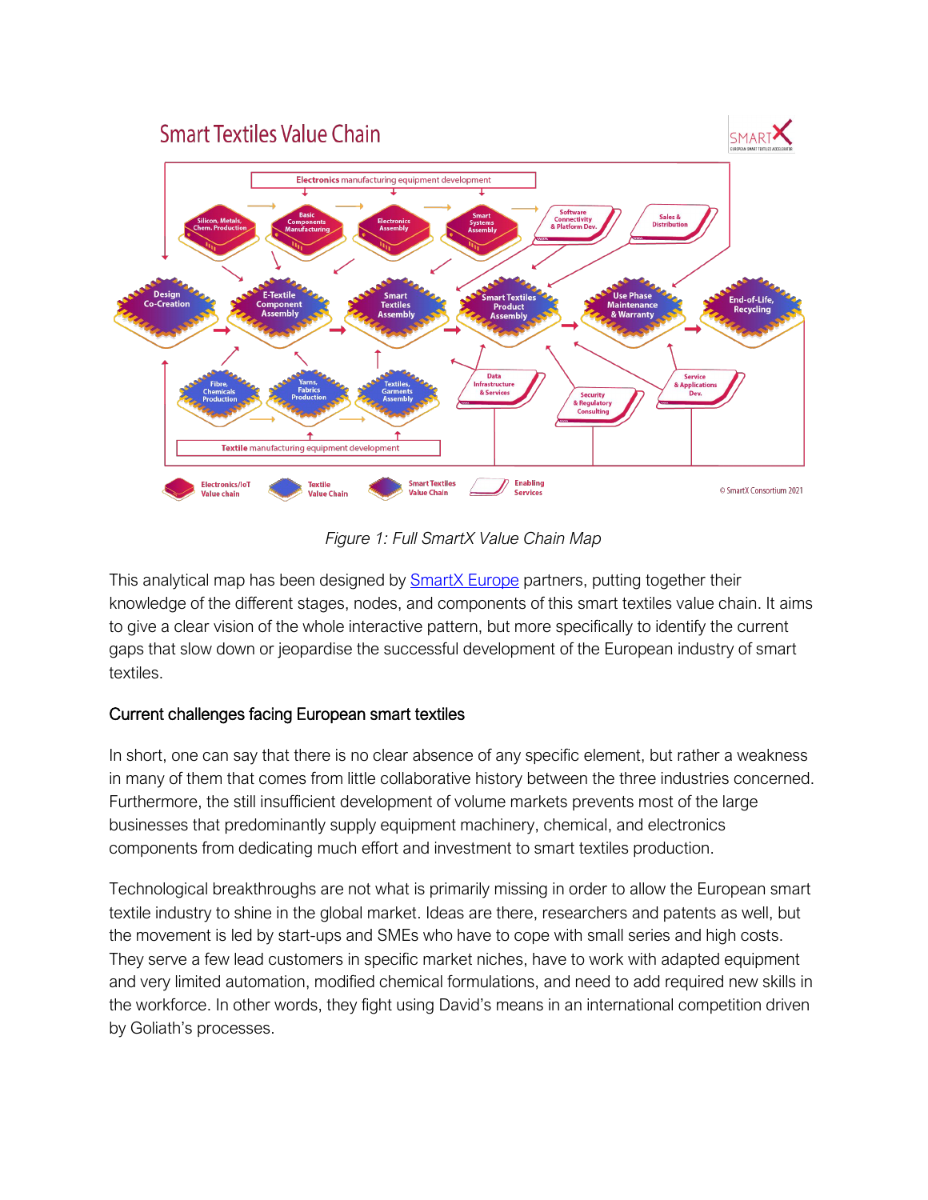Figure 1: Full SmartX Value Chain Map

This analytical map has been designed by [SmartX Europe](#) partners, putting together their knowledge of the different stages, nodes, and components of this smart textiles value chain. It aims to give a clear vision of the whole interactive pattern, but more specifically to identify the current gaps that slow down or jeopardise the successful development of the European industry of smart textiles.

### Current challenges facing European smart textiles

In short, one can say that there is no clear absence of any specific element, but rather a weakness in many of them that comes from little collaborative history between the three industries concerned. Furthermore, the still insufficient development of volume markets prevents most of the large businesses that predominantly supply equipment machinery, chemical, and electronics components from dedicating much effort and investment to smart textiles production.

Technological breakthroughs are not what is primarily missing in order to allow the European smart textile industry to shine in the global market. Ideas are there, researchers and patents as well, but the movement is led by start-ups and SMEs who have to cope with small series and high costs. They serve a few lead customers in specific market niches, have to work with adapted equipment and very limited automation, modified chemical formulations, and need to add required new skills in the workforce. In other words, they fight using David's means in an international competition driven by Goliath's processes.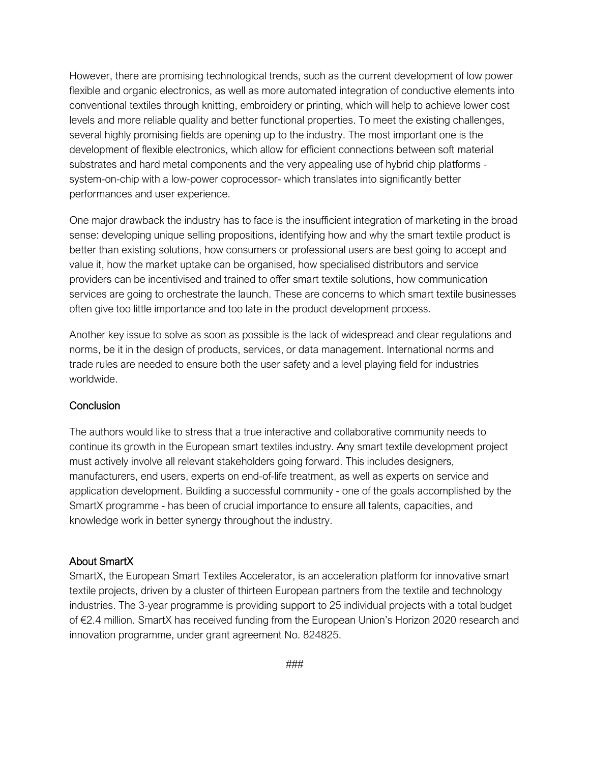However, there are promising technological trends, such as the current development of low power flexible and organic electronics, as well as more automated integration of conductive elements into conventional textiles through knitting, embroidery or printing, which will help to achieve lower cost levels and more reliable quality and better functional properties. To meet the existing challenges, several highly promising fields are opening up to the industry. The most important one is the development of flexible electronics, which allow for efficient connections between soft material substrates and hard metal components and the very appealing use of hybrid chip platforms - system-on-chip with a low-power coprocessor- which translates into significantly better performances and user experience.

One major drawback the industry has to face is the insufficient integration of marketing in the broad sense: developing unique selling propositions, identifying how and why the smart textile product is better than existing solutions, how consumers or professional users are best going to accept and value it, how the market uptake can be organised, how specialised distributors and service providers can be incentivised and trained to offer smart textile solutions, how communication services are going to orchestrate the launch. These are concerns to which smart textile businesses often give too little importance and too late in the product development process.

Another key issue to solve as soon as possible is the lack of widespread and clear regulations and norms, be it in the design of products, services, or data management. International norms and trade rules are needed to ensure both the user safety and a level playing field for industries worldwide.

## Conclusion

The authors would like to stress that a true interactive and collaborative community needs to continue its growth in the European smart textiles industry. Any smart textile development project must actively involve all relevant stakeholders going forward. This includes designers, manufacturers, end users, experts on end-of-life treatment, as well as experts on service and application development. Building a successful community - one of the goals accomplished by the SmartX programme - has been of crucial importance to ensure all talents, capacities, and knowledge work in better synergy throughout the industry.

## About SmartX

SmartX, the European Smart Textiles Accelerator, is an acceleration platform for innovative smart textile projects, driven by a cluster of thirteen European partners from the textile and technology industries. The 3-year programme is providing support to 25 individual projects with a total budget of €2.4 million. SmartX has received funding from the European Union's Horizon 2020 research and innovation programme, under grant agreement No. 824825.

###